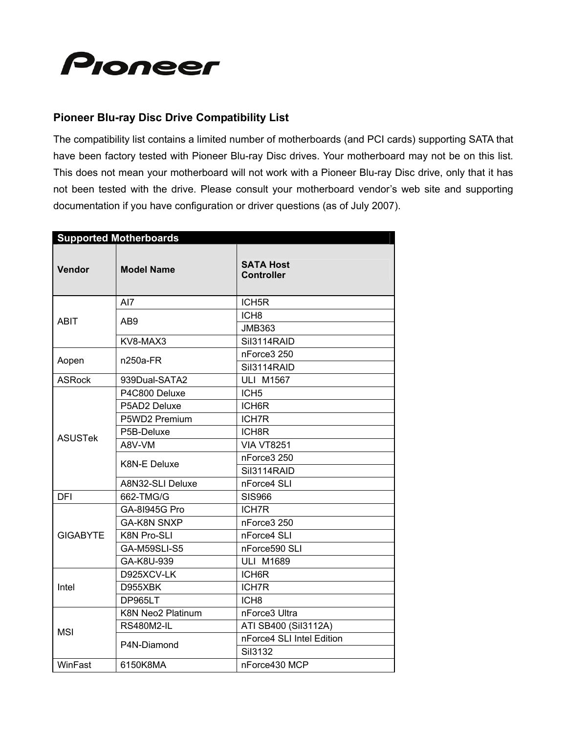Pioneer

## Pioneer Blu-ray Disc Drive Compatibility List

The compatibility list contains a limited number of motherboards (and PCI cards) supporting SATA that have been factory tested with Pioneer Blu-ray Disc drives. Your motherboard may not be on this list. This does not mean your motherboard will not work with a Pioneer Blu-ray Disc drive, only that it has not been tested with the drive. Please consult your motherboard vendor's web site and supporting documentation if you have configuration or driver questions (as of July 2007).

**Supported Motherboards**

| Vendor | Model Name | SATA Host Controller |
|---|---|---|
| ABIT | AI7 | ICH5R |
| | AB9 | ICH8 |
| | | JMB363 |
| | KV8-MAX3 | SiI3114RAID |
| Aopen | n250a-FR | nForce3 250 |
| | | SiI3114RAID |
| ASRock | 939Dual-SATA2 | ULI M1567 |
| ASUSTek | P4C800 Deluxe | ICH5 |
| | P5AD2 Deluxe | ICH6R |
| | P5WD2 Premium | ICH7R |
| | P5B-Deluxe | ICH8R |
| | A8V-VM | VIA VT8251 |
| | K8N-E Deluxe | nForce3 250 |
| | | SiI3114RAID |
| | A8N32-SLI Deluxe | nForce4 SLI |
| DFI | 662-TMG/G | SIS966 |
| GIGABYTE | GA-8I945G Pro | ICH7R |
| | GA-K8N SNXP | nForce3 250 |
| | K8N Pro-SLI | nForce4 SLI |
| | GA-M59SLI-S5 | nForce590 SLI |
| | GA-K8U-939 | ULI M1689 |
| Intel | D925XCV-LK | ICH6R |
| | D955XBK | ICH7R |
| | DP965LT | ICH8 |
| MSI | K8N Neo2 Platinum | nForce3 Ultra |
| | RS480M2-IL | ATI SB400 (SiI3112A) |
| | P4N-Diamond | nForce4 SLI Intel Edition |
| | | SiI3132 |
| WinFast | 6150K8MA | nForce430 MCP |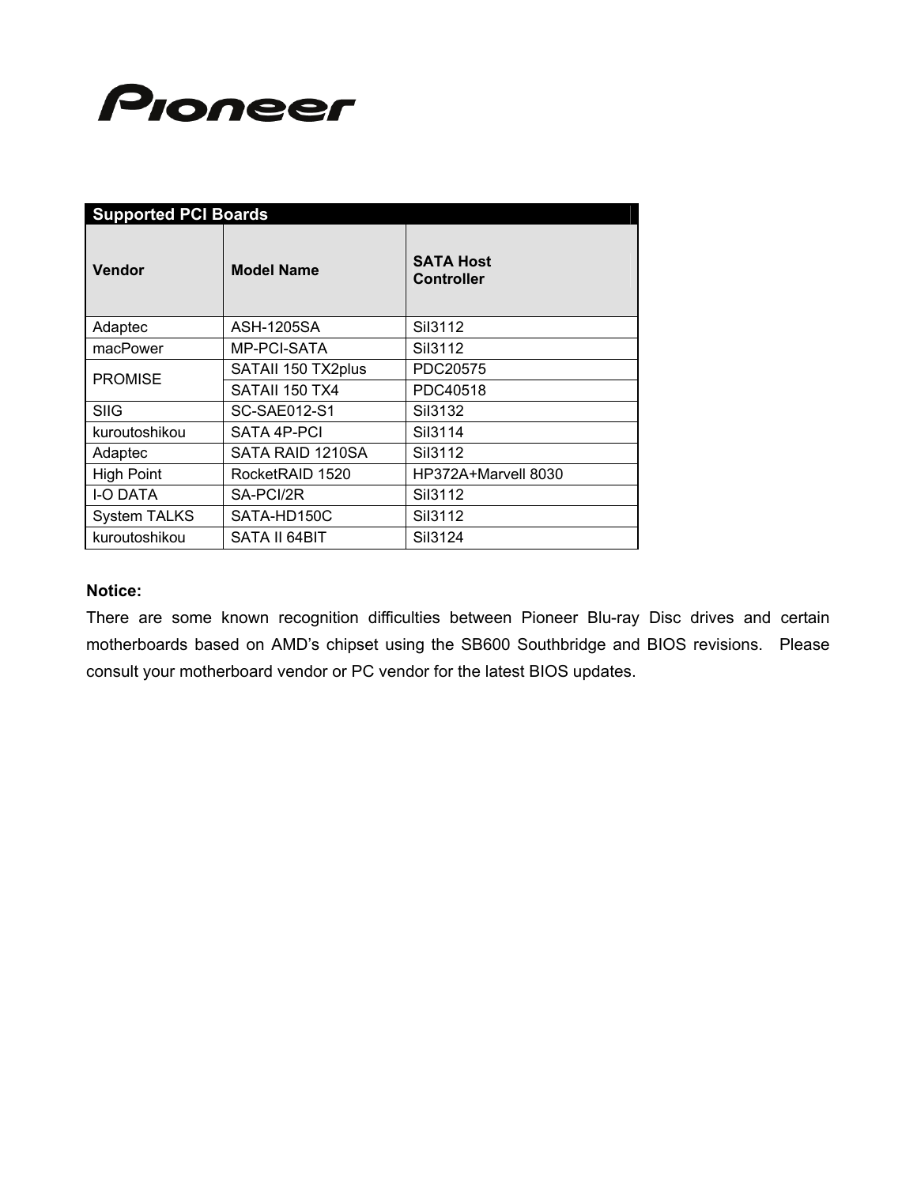**Pioneer**

| Supported PCI Boards | | |
|---|---|---|
| **Vendor** | **Model Name** | **SATA Host Controller** |
| Adaptec | ASH-1205SA | SiI3112 |
| macPower | MP-PCI-SATA | SiI3112 |
| PROMISE | SATAII 150 TX2plus | PDC20575 |
| | SATAII 150 TX4 | PDC40518 |
| SIIG | SC-SAE012-S1 | SiI3132 |
| kuroutoshikou | SATA 4P-PCI | SiI3114 |
| Adaptec | SATA RAID 1210SA | SiI3112 |
| High Point | RocketRAID 1520 | HP372A+Marvell 8030 |
| I-O DATA | SA-PCI/2R | SiI3112 |
| System TALKS | SATA-HD150C | SiI3112 |
| kuroutoshikou | SATA II 64BIT | SiI3124 |

**Notice:**

There are some known recognition difficulties between Pioneer Blu-ray Disc drives and certain motherboards based on AMD's chipset using the SB600 Southbridge and BIOS revisions. Please consult your motherboard vendor or PC vendor for the latest BIOS updates.